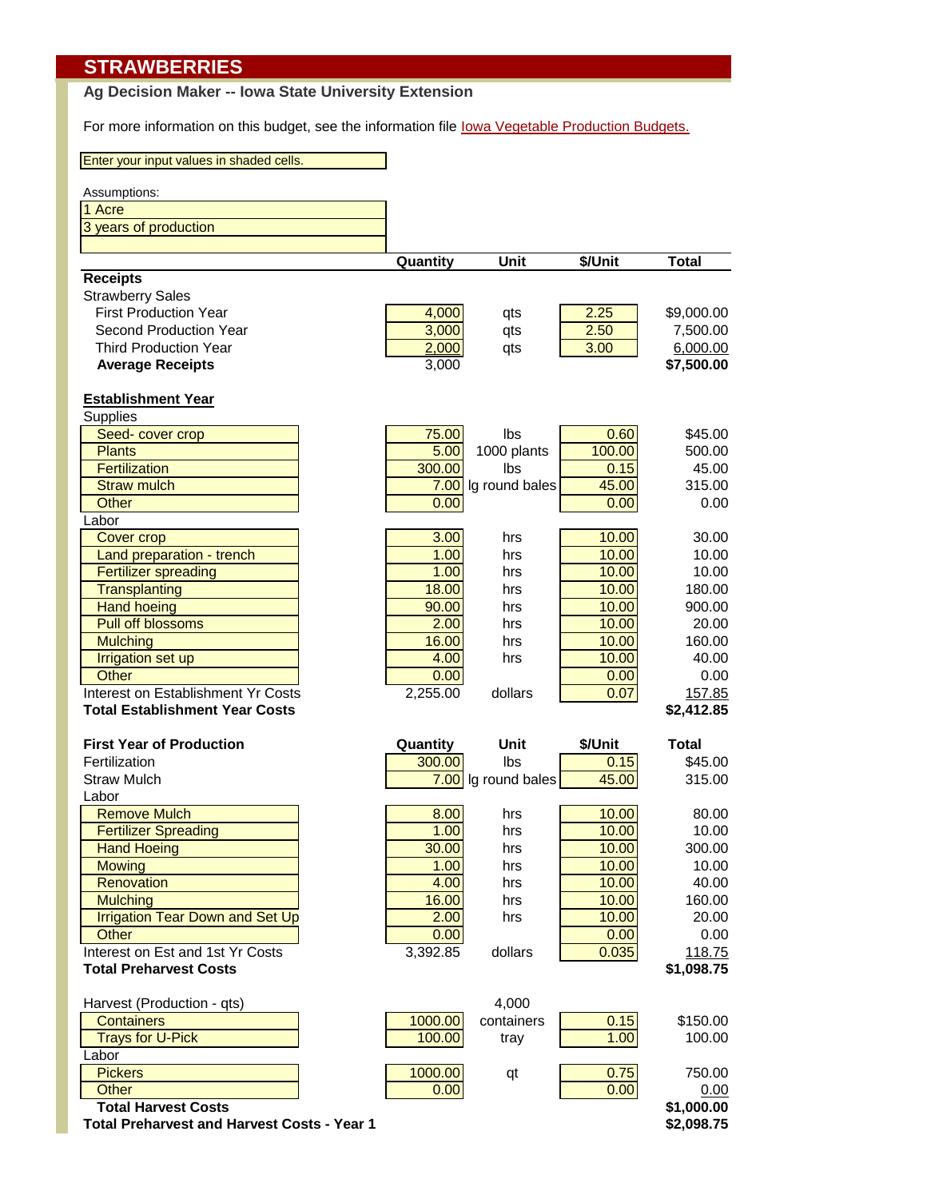# STRAWBERRIES

**Ag Decision Maker -- Iowa State University Extension**

For more information on this budget, see the information file Iowa Vegetable Production Budgets.

Enter your input values in shaded cells.

Assumptions:
1 Acre
3 years of production

| | Quantity | Unit | $/Unit | Total |
|---|---|---|---|---|
| **Receipts** | | | | |
| Strawberry Sales | | | | |
| First Production Year | 4,000 | qts | 2.25 | $9,000.00 |
| Second Production Year | 3,000 | qts | 2.50 | 7,500.00 |
| Third Production Year | 2,000 | qts | 3.00 | 6,000.00 |
| **Average Receipts** | 3,000 | | | **$7,500.00** |
| | | | | |
| **Establishment Year** | | | | |
| Supplies | | | | |
| Seed- cover crop | 75.00 | lbs | 0.60 | $45.00 |
| Plants | 5.00 | 1000 plants | 100.00 | 500.00 |
| Fertilization | 300.00 | lbs | 0.15 | 45.00 |
| Straw mulch | 7.00 | lg round bales | 45.00 | 315.00 |
| Other | 0.00 | | 0.00 | 0.00 |
| Labor | | | | |
| Cover crop | 3.00 | hrs | 10.00 | 30.00 |
| Land preparation - trench | 1.00 | hrs | 10.00 | 10.00 |
| Fertilizer spreading | 1.00 | hrs | 10.00 | 10.00 |
| Transplanting | 18.00 | hrs | 10.00 | 180.00 |
| Hand hoeing | 90.00 | hrs | 10.00 | 900.00 |
| Pull off blossoms | 2.00 | hrs | 10.00 | 20.00 |
| Mulching | 16.00 | hrs | 10.00 | 160.00 |
| Irrigation set up | 4.00 | hrs | 10.00 | 40.00 |
| Other | 0.00 | | 0.00 | 0.00 |
| Interest on Establishment Yr Costs | 2,255.00 | dollars | 0.07 | 157.85 |
| **Total Establishment Year Costs** | | | | **$2,412.85** |

| **First Year of Production** | **Quantity** | **Unit** | **$/Unit** | **Total** |
|---|---|---|---|---|
| Fertilization | 300.00 | lbs | 0.15 | $45.00 |
| Straw Mulch | 7.00 | lg round bales | 45.00 | 315.00 |
| Labor | | | | |
| Remove Mulch | 8.00 | hrs | 10.00 | 80.00 |
| Fertilizer Spreading | 1.00 | hrs | 10.00 | 10.00 |
| Hand Hoeing | 30.00 | hrs | 10.00 | 300.00 |
| Mowing | 1.00 | hrs | 10.00 | 10.00 |
| Renovation | 4.00 | hrs | 10.00 | 40.00 |
| Mulching | 16.00 | hrs | 10.00 | 160.00 |
| Irrigation Tear Down and Set Up | 2.00 | hrs | 10.00 | 20.00 |
| Other | 0.00 | | 0.00 | 0.00 |
| Interest on Est and 1st Yr Costs | 3,392.85 | dollars | 0.035 | 118.75 |
| **Total Preharvest Costs** | | | | **$1,098.75** |
| | | | | |
| Harvest (Production - qts) | | 4,000 | | |
| Containers | 1000.00 | containers | 0.15 | $150.00 |
| Trays for U-Pick | 100.00 | tray | 1.00 | 100.00 |
| Labor | | | | |
| Pickers | 1000.00 | qt | 0.75 | 750.00 |
| Other | 0.00 | | 0.00 | 0.00 |
| **Total Harvest Costs** | | | | **$1,000.00** |
| **Total Preharvest and Harvest Costs - Year 1** | | | | **$2,098.75** |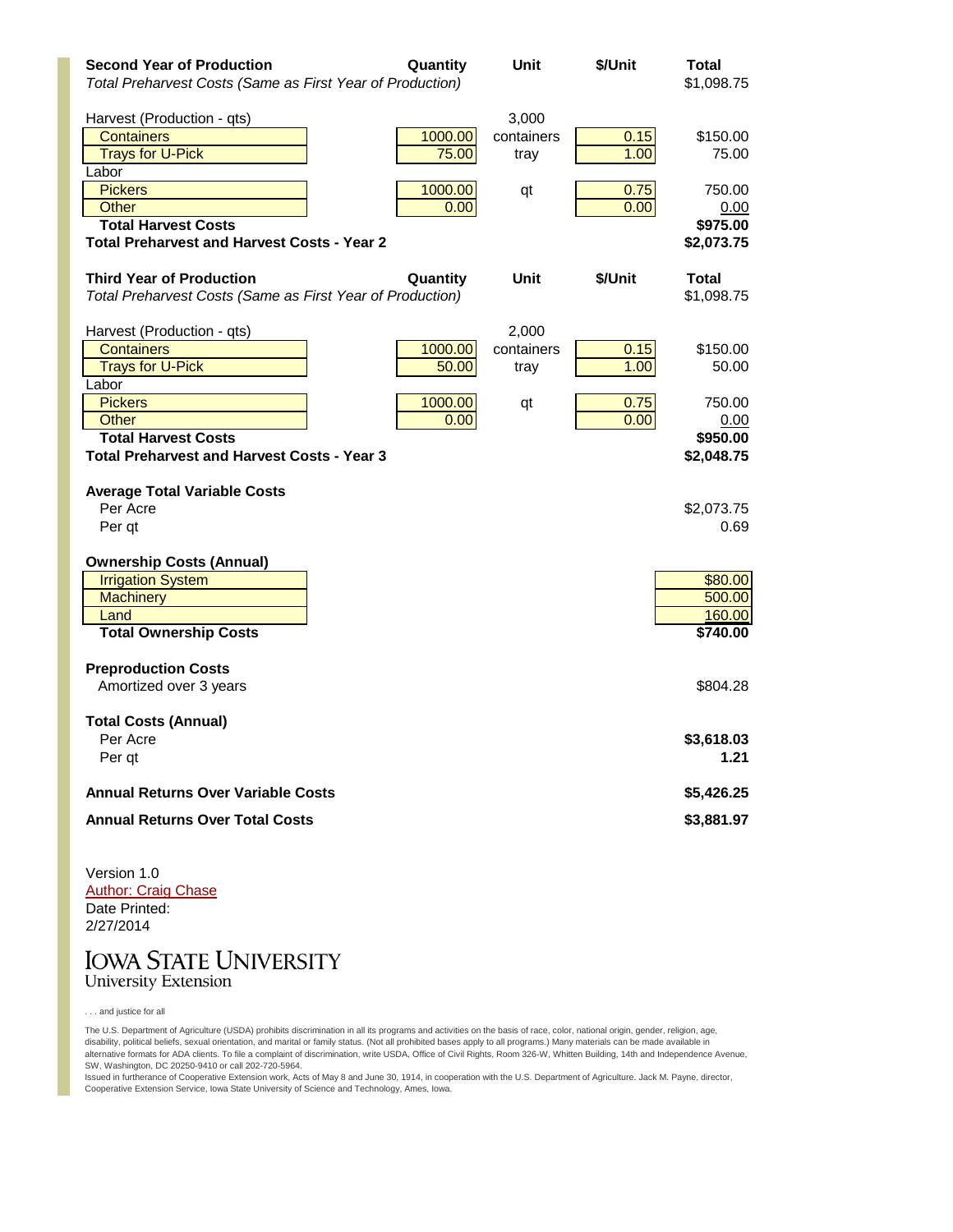| Second Year of Production | Quantity | Unit | $/Unit | Total |
|---|---|---|---|---|
| *Total Preharvest Costs (Same as First Year of Production)* | | | | $1,098.75 |
| | | | | |
| Harvest (Production - qts) | | 3,000 | | |
| Containers | 1000.00 | containers | 0.15 | $150.00 |
| Trays for U-Pick | 75.00 | tray | 1.00 | 75.00 |
| Labor | | | | |
| Pickers | 1000.00 | qt | 0.75 | 750.00 |
| Other | 0.00 | | 0.00 | 0.00 |
| **Total Harvest Costs** | | | | **$975.00** |
| **Total Preharvest and Harvest Costs - Year 2** | | | | **$2,073.75** |

| Third Year of Production | Quantity | Unit | $/Unit | Total |
|---|---|---|---|---|
| *Total Preharvest Costs (Same as First Year of Production)* | | | | $1,098.75 |
| | | | | |
| Harvest (Production - qts) | | 2,000 | | |
| Containers | 1000.00 | containers | 0.15 | $150.00 |
| Trays for U-Pick | 50.00 | tray | 1.00 | 50.00 |
| Labor | | | | |
| Pickers | 1000.00 | qt | 0.75 | 750.00 |
| Other | 0.00 | | 0.00 | 0.00 |
| **Total Harvest Costs** | | | | **$950.00** |
| **Total Preharvest and Harvest Costs - Year 3** | | | | **$2,048.75** |

| | |
|---|---|
| **Average Total Variable Costs** | |
| Per Acre | $2,073.75 |
| Per qt | 0.69 |
| | |
| **Ownership Costs (Annual)** | |
| Irrigation System | $80.00 |
| Machinery | 500.00 |
| Land | 160.00 |
| **Total Ownership Costs** | **$740.00** |
| | |
| **Preproduction Costs** | |
| Amortized over 3 years | $804.28 |
| | |
| **Total Costs (Annual)** | |
| Per Acre | **$3,618.03** |
| Per qt | **1.21** |
| | |
| **Annual Returns Over Variable Costs** | **$5,426.25** |
| **Annual Returns Over Total Costs** | **$3,881.97** |

Version 1.0
Author: Craig Chase
Date Printed:
2/27/2014

IOWA STATE UNIVERSITY
University Extension

. . . and justice for all

The U.S. Department of Agriculture (USDA) prohibits discrimination in all its programs and activities on the basis of race, color, national origin, gender, religion, age, disability, political beliefs, sexual orientation, and marital or family status. (Not all prohibited bases apply to all programs.) Many materials can be made available in alternative formats for ADA clients. To file a complaint of discrimination, write USDA, Office of Civil Rights, Room 326-W, Whitten Building, 14th and Independence Avenue, SW, Washington, DC 20250-9410 or call 202-720-5964.
Issued in furtherance of Cooperative Extension work, Acts of May 8 and June 30, 1914, in cooperation with the U.S. Department of Agriculture. Jack M. Payne, director, Cooperative Extension Service, Iowa State University of Science and Technology, Ames, Iowa.